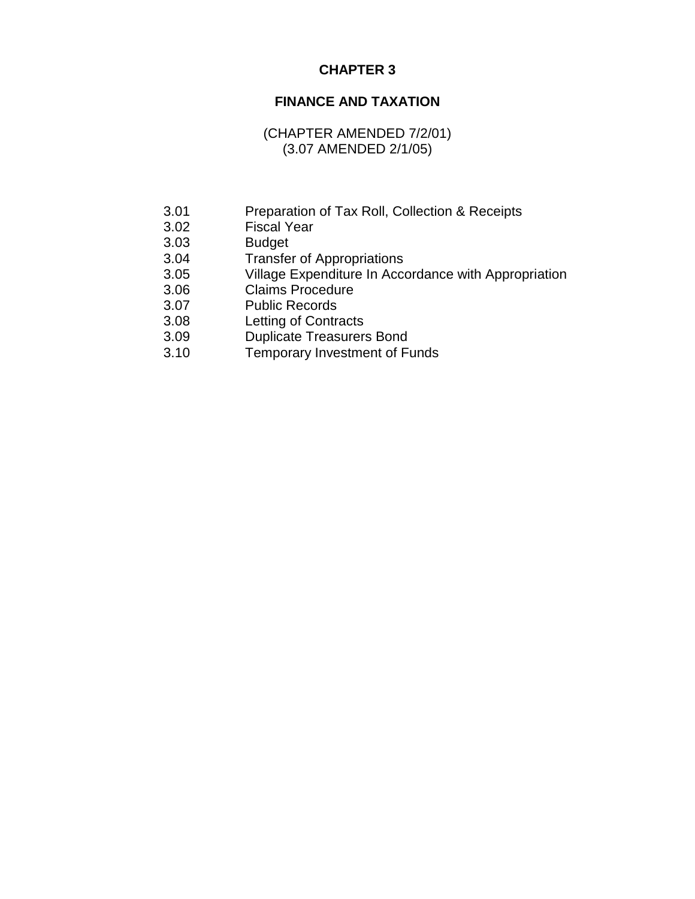# CHAPTER 3

## FINANCE AND TAXATION

(CHAPTER AMENDED 7/2/01)
(3.07 AMENDED 2/1/05)

| | |
|---|---|
| 3.01 | Preparation of Tax Roll, Collection & Receipts |
| 3.02 | Fiscal Year |
| 3.03 | Budget |
| 3.04 | Transfer of Appropriations |
| 3.05 | Village Expenditure In Accordance with Appropriation |
| 3.06 | Claims Procedure |
| 3.07 | Public Records |
| 3.08 | Letting of Contracts |
| 3.09 | Duplicate Treasurers Bond |
| 3.10 | Temporary Investment of Funds |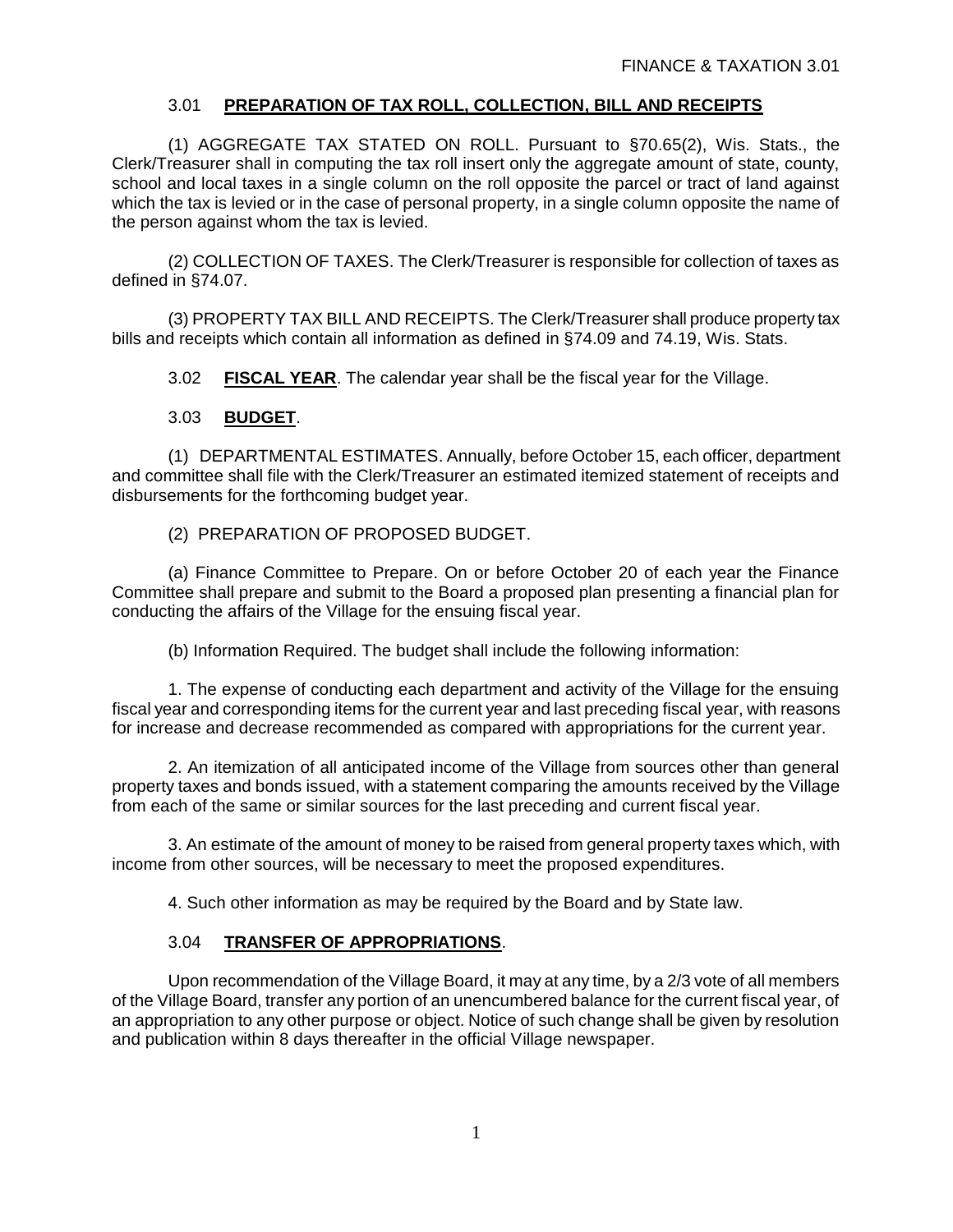## 3.01 PREPARATION OF TAX ROLL, COLLECTION, BILL AND RECEIPTS

(1) AGGREGATE TAX STATED ON ROLL. Pursuant to §70.65(2), Wis. Stats., the Clerk/Treasurer shall in computing the tax roll insert only the aggregate amount of state, county, school and local taxes in a single column on the roll opposite the parcel or tract of land against which the tax is levied or in the case of personal property, in a single column opposite the name of the person against whom the tax is levied.

(2) COLLECTION OF TAXES. The Clerk/Treasurer is responsible for collection of taxes as defined in §74.07.

(3) PROPERTY TAX BILL AND RECEIPTS. The Clerk/Treasurer shall produce property tax bills and receipts which contain all information as defined in §74.09 and 74.19, Wis. Stats.

## 3.02 FISCAL YEAR.

The calendar year shall be the fiscal year for the Village.

## 3.03 BUDGET.

(1) DEPARTMENTAL ESTIMATES. Annually, before October 15, each officer, department and committee shall file with the Clerk/Treasurer an estimated itemized statement of receipts and disbursements for the forthcoming budget year.

(2) PREPARATION OF PROPOSED BUDGET.

(a) Finance Committee to Prepare. On or before October 20 of each year the Finance Committee shall prepare and submit to the Board a proposed plan presenting a financial plan for conducting the affairs of the Village for the ensuing fiscal year.

(b) Information Required. The budget shall include the following information:

1. The expense of conducting each department and activity of the Village for the ensuing fiscal year and corresponding items for the current year and last preceding fiscal year, with reasons for increase and decrease recommended as compared with appropriations for the current year.

2. An itemization of all anticipated income of the Village from sources other than general property taxes and bonds issued, with a statement comparing the amounts received by the Village from each of the same or similar sources for the last preceding and current fiscal year.

3. An estimate of the amount of money to be raised from general property taxes which, with income from other sources, will be necessary to meet the proposed expenditures.

4. Such other information as may be required by the Board and by State law.

## 3.04 TRANSFER OF APPROPRIATIONS.

Upon recommendation of the Village Board, it may at any time, by a 2/3 vote of all members of the Village Board, transfer any portion of an unencumbered balance for the current fiscal year, of an appropriation to any other purpose or object. Notice of such change shall be given by resolution and publication within 8 days thereafter in the official Village newspaper.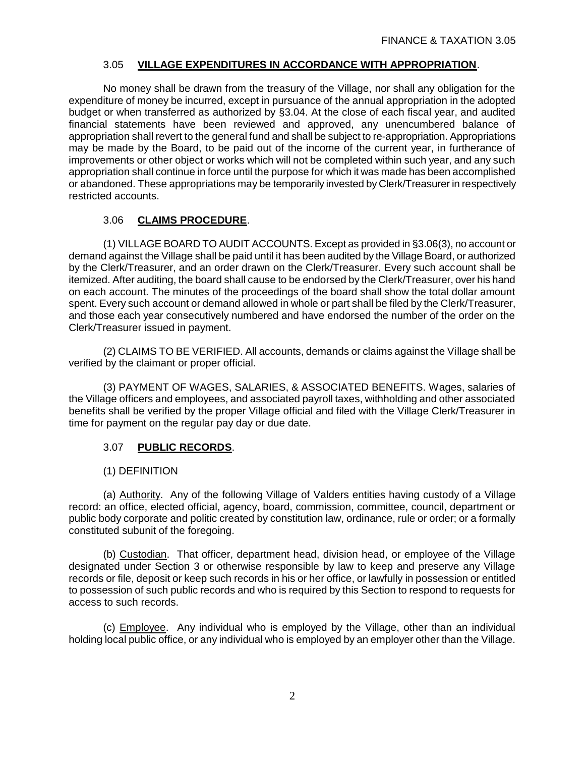### 3.05 **VILLAGE EXPENDITURES IN ACCORDANCE WITH APPROPRIATION**.

No money shall be drawn from the treasury of the Village, nor shall any obligation for the expenditure of money be incurred, except in pursuance of the annual appropriation in the adopted budget or when transferred as authorized by §3.04. At the close of each fiscal year, and audited financial statements have been reviewed and approved, any unencumbered balance of appropriation shall revert to the general fund and shall be subject to re-appropriation. Appropriations may be made by the Board, to be paid out of the income of the current year, in furtherance of improvements or other object or works which will not be completed within such year, and any such appropriation shall continue in force until the purpose for which it was made has been accomplished or abandoned. These appropriations may be temporarily invested by Clerk/Treasurer in respectively restricted accounts.

### 3.06 **CLAIMS PROCEDURE**.

(1) VILLAGE BOARD TO AUDIT ACCOUNTS. Except as provided in §3.06(3), no account or demand against the Village shall be paid until it has been audited by the Village Board, or authorized by the Clerk/Treasurer, and an order drawn on the Clerk/Treasurer. Every such account shall be itemized. After auditing, the board shall cause to be endorsed by the Clerk/Treasurer, over his hand on each account. The minutes of the proceedings of the board shall show the total dollar amount spent. Every such account or demand allowed in whole or part shall be filed by the Clerk/Treasurer, and those each year consecutively numbered and have endorsed the number of the order on the Clerk/Treasurer issued in payment.

(2) CLAIMS TO BE VERIFIED. All accounts, demands or claims against the Village shall be verified by the claimant or proper official.

(3) PAYMENT OF WAGES, SALARIES, & ASSOCIATED BENEFITS. Wages, salaries of the Village officers and employees, and associated payroll taxes, withholding and other associated benefits shall be verified by the proper Village official and filed with the Village Clerk/Treasurer in time for payment on the regular pay day or due date.

### 3.07 **PUBLIC RECORDS**.

(1) DEFINITION

(a) Authority. Any of the following Village of Valders entities having custody of a Village record: an office, elected official, agency, board, commission, committee, council, department or public body corporate and politic created by constitution law, ordinance, rule or order; or a formally constituted subunit of the foregoing.

(b) Custodian. That officer, department head, division head, or employee of the Village designated under Section 3 or otherwise responsible by law to keep and preserve any Village records or file, deposit or keep such records in his or her office, or lawfully in possession or entitled to possession of such public records and who is required by this Section to respond to requests for access to such records.

(c) Employee. Any individual who is employed by the Village, other than an individual holding local public office, or any individual who is employed by an employer other than the Village.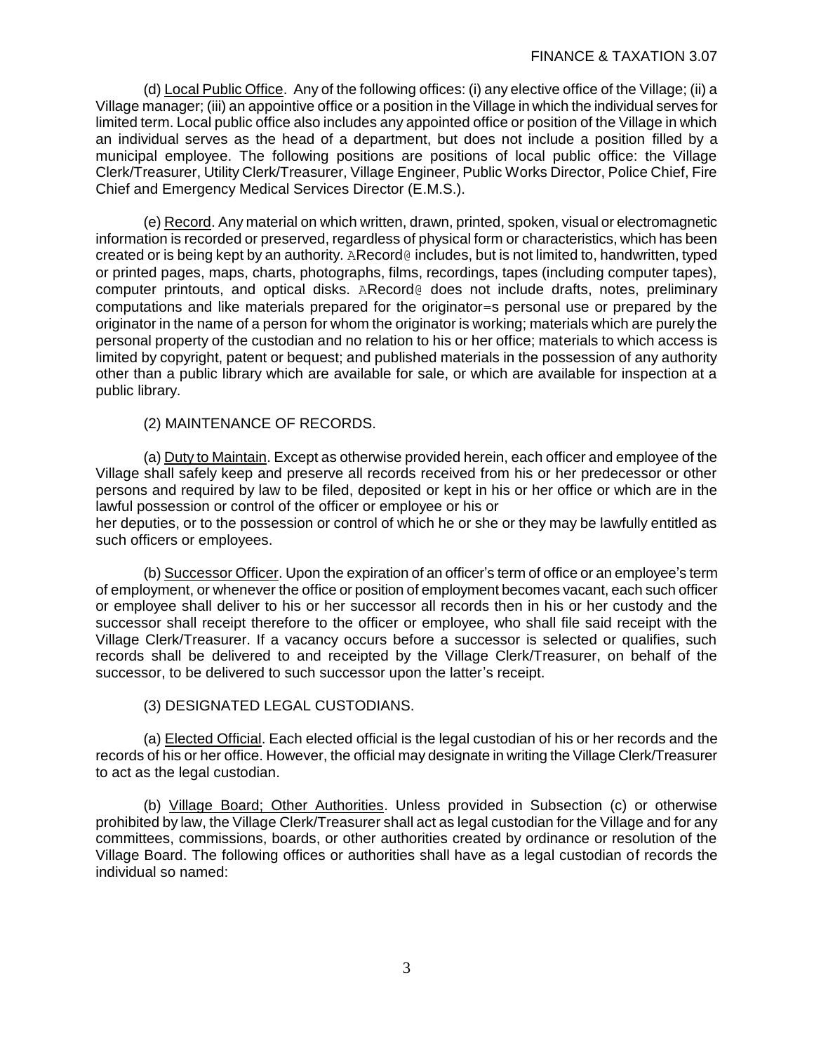(d) Local Public Office. Any of the following offices: (i) any elective office of the Village; (ii) a Village manager; (iii) an appointive office or a position in the Village in which the individual serves for limited term. Local public office also includes any appointed office or position of the Village in which an individual serves as the head of a department, but does not include a position filled by a municipal employee. The following positions are positions of local public office: the Village Clerk/Treasurer, Utility Clerk/Treasurer, Village Engineer, Public Works Director, Police Chief, Fire Chief and Emergency Medical Services Director (E.M.S.).

(e) Record. Any material on which written, drawn, printed, spoken, visual or electromagnetic information is recorded or preserved, regardless of physical form or characteristics, which has been created or is being kept by an authority. ARecord@ includes, but is not limited to, handwritten, typed or printed pages, maps, charts, photographs, films, recordings, tapes (including computer tapes), computer printouts, and optical disks. ARecord@ does not include drafts, notes, preliminary computations and like materials prepared for the originator=s personal use or prepared by the originator in the name of a person for whom the originator is working; materials which are purely the personal property of the custodian and no relation to his or her office; materials to which access is limited by copyright, patent or bequest; and published materials in the possession of any authority other than a public library which are available for sale, or which are available for inspection at a public library.

(2) MAINTENANCE OF RECORDS.

(a) Duty to Maintain. Except as otherwise provided herein, each officer and employee of the Village shall safely keep and preserve all records received from his or her predecessor or other persons and required by law to be filed, deposited or kept in his or her office or which are in the lawful possession or control of the officer or employee or his or her deputies, or to the possession or control of which he or she or they may be lawfully entitled as such officers or employees.

(b) Successor Officer. Upon the expiration of an officer's term of office or an employee's term of employment, or whenever the office or position of employment becomes vacant, each such officer or employee shall deliver to his or her successor all records then in his or her custody and the successor shall receipt therefore to the officer or employee, who shall file said receipt with the Village Clerk/Treasurer. If a vacancy occurs before a successor is selected or qualifies, such records shall be delivered to and receipted by the Village Clerk/Treasurer, on behalf of the successor, to be delivered to such successor upon the latter's receipt.

(3) DESIGNATED LEGAL CUSTODIANS.

(a) Elected Official. Each elected official is the legal custodian of his or her records and the records of his or her office. However, the official may designate in writing the Village Clerk/Treasurer to act as the legal custodian.

(b) Village Board; Other Authorities. Unless provided in Subsection (c) or otherwise prohibited by law, the Village Clerk/Treasurer shall act as legal custodian for the Village and for any committees, commissions, boards, or other authorities created by ordinance or resolution of the Village Board. The following offices or authorities shall have as a legal custodian of records the individual so named: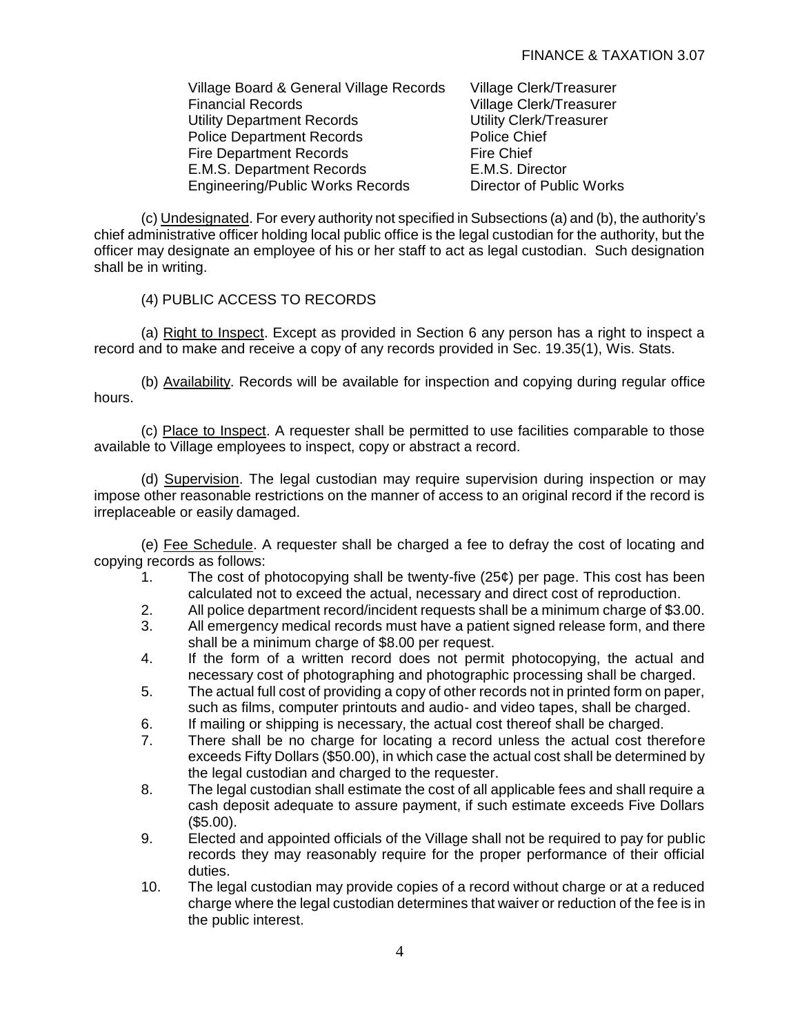| | |
|---|---|
| Village Board & General Village Records | Village Clerk/Treasurer |
| Financial Records | Village Clerk/Treasurer |
| Utility Department Records | Utility Clerk/Treasurer |
| Police Department Records | Police Chief |
| Fire Department Records | Fire Chief |
| E.M.S. Department Records | E.M.S. Director |
| Engineering/Public Works Records | Director of Public Works |

(c) Undesignated. For every authority not specified in Subsections (a) and (b), the authority's chief administrative officer holding local public office is the legal custodian for the authority, but the officer may designate an employee of his or her staff to act as legal custodian. Such designation shall be in writing.

(4) PUBLIC ACCESS TO RECORDS

(a) Right to Inspect. Except as provided in Section 6 any person has a right to inspect a record and to make and receive a copy of any records provided in Sec. 19.35(1), Wis. Stats.

(b) Availability. Records will be available for inspection and copying during regular office hours.

(c) Place to Inspect. A requester shall be permitted to use facilities comparable to those available to Village employees to inspect, copy or abstract a record.

(d) Supervision. The legal custodian may require supervision during inspection or may impose other reasonable restrictions on the manner of access to an original record if the record is irreplaceable or easily damaged.

(e) Fee Schedule. A requester shall be charged a fee to defray the cost of locating and copying records as follows:

1. The cost of photocopying shall be twenty-five (25¢) per page. This cost has been calculated not to exceed the actual, necessary and direct cost of reproduction.
2. All police department record/incident requests shall be a minimum charge of $3.00.
3. All emergency medical records must have a patient signed release form, and there shall be a minimum charge of $8.00 per request.
4. If the form of a written record does not permit photocopying, the actual and necessary cost of photographing and photographic processing shall be charged.
5. The actual full cost of providing a copy of other records not in printed form on paper, such as films, computer printouts and audio- and video tapes, shall be charged.
6. If mailing or shipping is necessary, the actual cost thereof shall be charged.
7. There shall be no charge for locating a record unless the actual cost therefore exceeds Fifty Dollars ($50.00), in which case the actual cost shall be determined by the legal custodian and charged to the requester.
8. The legal custodian shall estimate the cost of all applicable fees and shall require a cash deposit adequate to assure payment, if such estimate exceeds Five Dollars ($5.00).
9. Elected and appointed officials of the Village shall not be required to pay for public records they may reasonably require for the proper performance of their official duties.
10. The legal custodian may provide copies of a record without charge or at a reduced charge where the legal custodian determines that waiver or reduction of the fee is in the public interest.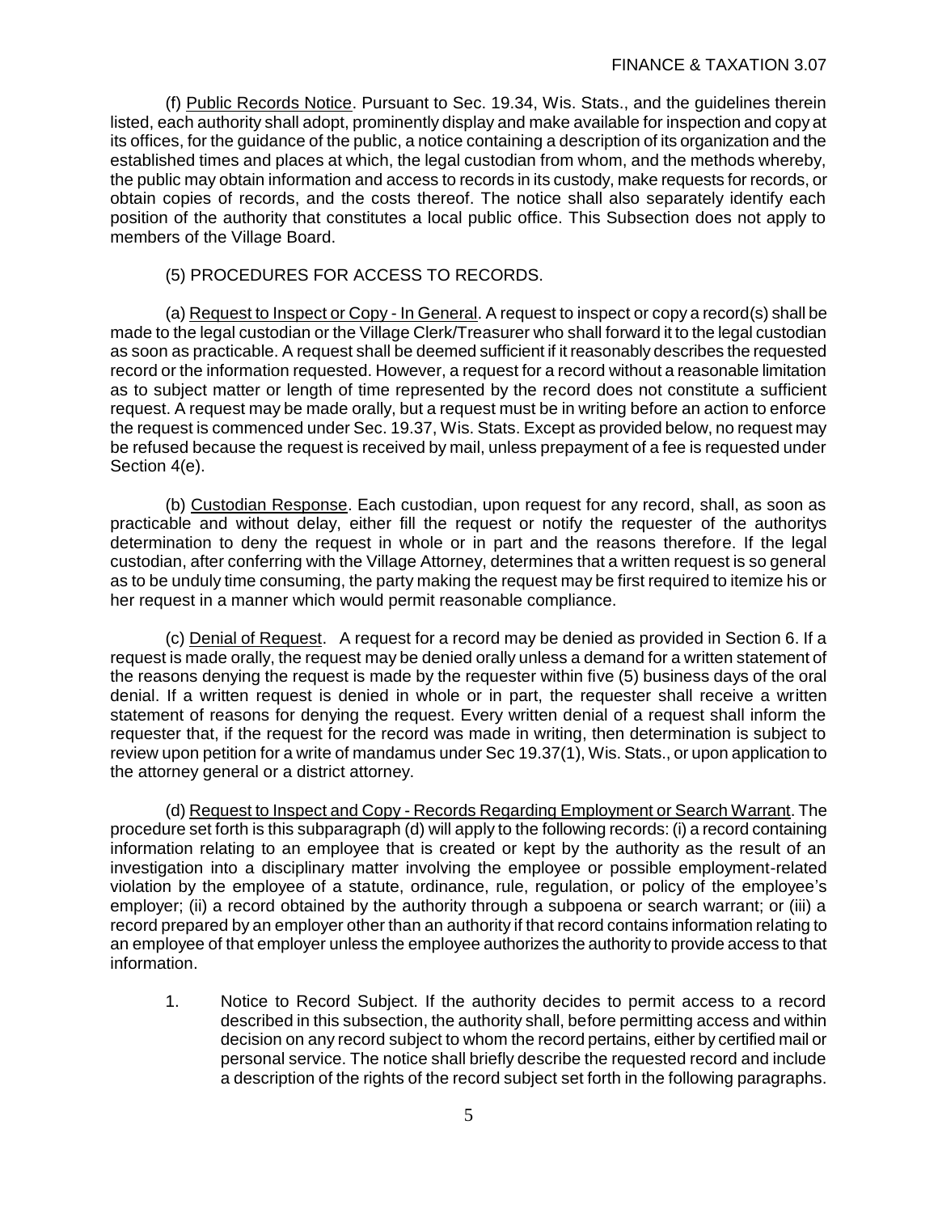(f) Public Records Notice. Pursuant to Sec. 19.34, Wis. Stats., and the guidelines therein listed, each authority shall adopt, prominently display and make available for inspection and copy at its offices, for the guidance of the public, a notice containing a description of its organization and the established times and places at which, the legal custodian from whom, and the methods whereby, the public may obtain information and access to records in its custody, make requests for records, or obtain copies of records, and the costs thereof. The notice shall also separately identify each position of the authority that constitutes a local public office. This Subsection does not apply to members of the Village Board.

(5) PROCEDURES FOR ACCESS TO RECORDS.

(a) Request to Inspect or Copy - In General. A request to inspect or copy a record(s) shall be made to the legal custodian or the Village Clerk/Treasurer who shall forward it to the legal custodian as soon as practicable. A request shall be deemed sufficient if it reasonably describes the requested record or the information requested. However, a request for a record without a reasonable limitation as to subject matter or length of time represented by the record does not constitute a sufficient request. A request may be made orally, but a request must be in writing before an action to enforce the request is commenced under Sec. 19.37, Wis. Stats. Except as provided below, no request may be refused because the request is received by mail, unless prepayment of a fee is requested under Section 4(e).

(b) Custodian Response. Each custodian, upon request for any record, shall, as soon as practicable and without delay, either fill the request or notify the requester of the authoritys determination to deny the request in whole or in part and the reasons therefore. If the legal custodian, after conferring with the Village Attorney, determines that a written request is so general as to be unduly time consuming, the party making the request may be first required to itemize his or her request in a manner which would permit reasonable compliance.

(c) Denial of Request. A request for a record may be denied as provided in Section 6. If a request is made orally, the request may be denied orally unless a demand for a written statement of the reasons denying the request is made by the requester within five (5) business days of the oral denial. If a written request is denied in whole or in part, the requester shall receive a written statement of reasons for denying the request. Every written denial of a request shall inform the requester that, if the request for the record was made in writing, then determination is subject to review upon petition for a write of mandamus under Sec 19.37(1), Wis. Stats., or upon application to the attorney general or a district attorney.

(d) Request to Inspect and Copy - Records Regarding Employment or Search Warrant. The procedure set forth is this subparagraph (d) will apply to the following records: (i) a record containing information relating to an employee that is created or kept by the authority as the result of an investigation into a disciplinary matter involving the employee or possible employment-related violation by the employee of a statute, ordinance, rule, regulation, or policy of the employee's employer; (ii) a record obtained by the authority through a subpoena or search warrant; or (iii) a record prepared by an employer other than an authority if that record contains information relating to an employee of that employer unless the employee authorizes the authority to provide access to that information.

1. Notice to Record Subject. If the authority decides to permit access to a record described in this subsection, the authority shall, before permitting access and within decision on any record subject to whom the record pertains, either by certified mail or personal service. The notice shall briefly describe the requested record and include a description of the rights of the record subject set forth in the following paragraphs.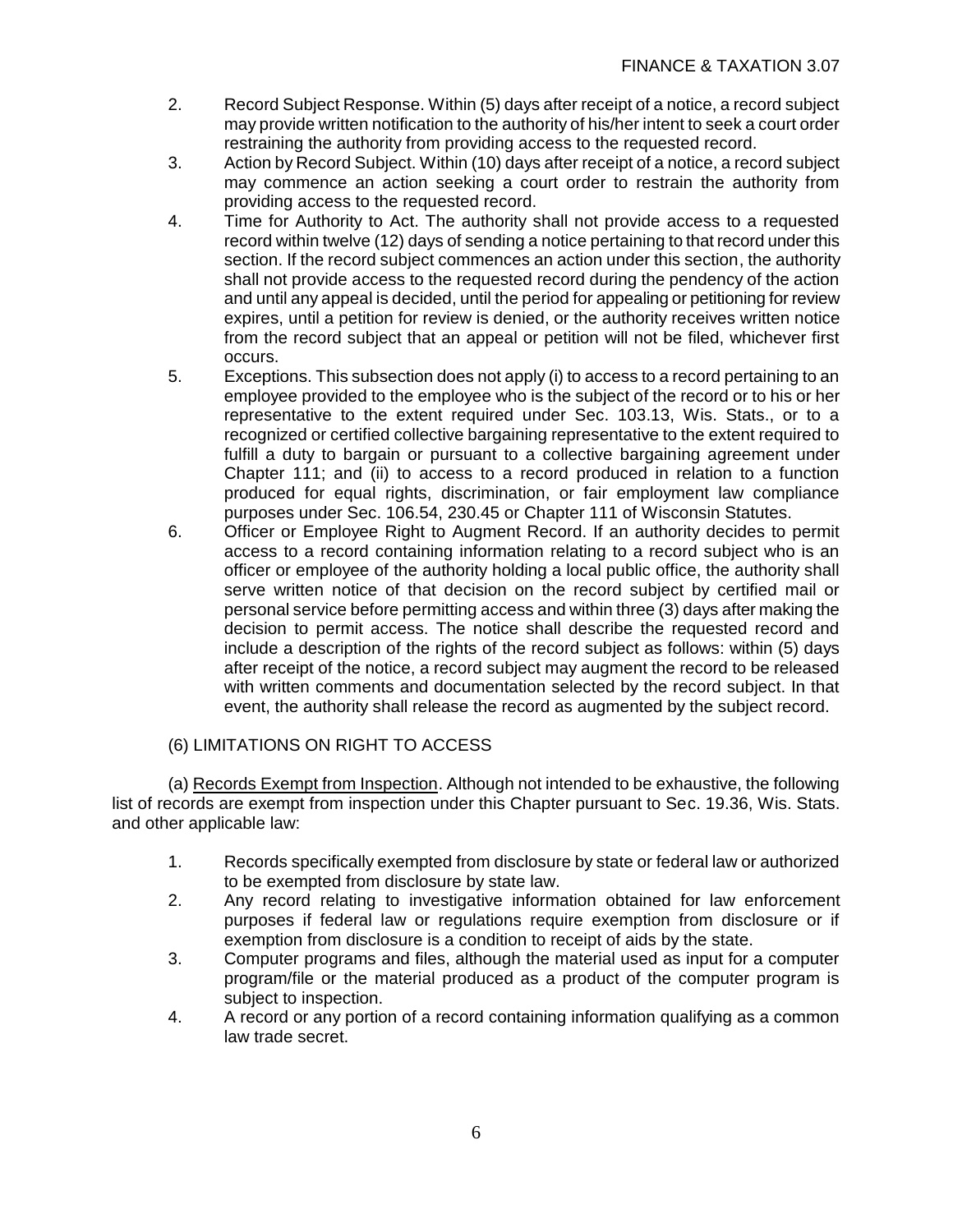2. Record Subject Response. Within (5) days after receipt of a notice, a record subject may provide written notification to the authority of his/her intent to seek a court order restraining the authority from providing access to the requested record.
3. Action by Record Subject. Within (10) days after receipt of a notice, a record subject may commence an action seeking a court order to restrain the authority from providing access to the requested record.
4. Time for Authority to Act. The authority shall not provide access to a requested record within twelve (12) days of sending a notice pertaining to that record under this section. If the record subject commences an action under this section, the authority shall not provide access to the requested record during the pendency of the action and until any appeal is decided, until the period for appealing or petitioning for review expires, until a petition for review is denied, or the authority receives written notice from the record subject that an appeal or petition will not be filed, whichever first occurs.
5. Exceptions. This subsection does not apply (i) to access to a record pertaining to an employee provided to the employee who is the subject of the record or to his or her representative to the extent required under Sec. 103.13, Wis. Stats., or to a recognized or certified collective bargaining representative to the extent required to fulfill a duty to bargain or pursuant to a collective bargaining agreement under Chapter 111; and (ii) to access to a record produced in relation to a function produced for equal rights, discrimination, or fair employment law compliance purposes under Sec. 106.54, 230.45 or Chapter 111 of Wisconsin Statutes.
6. Officer or Employee Right to Augment Record. If an authority decides to permit access to a record containing information relating to a record subject who is an officer or employee of the authority holding a local public office, the authority shall serve written notice of that decision on the record subject by certified mail or personal service before permitting access and within three (3) days after making the decision to permit access. The notice shall describe the requested record and include a description of the rights of the record subject as follows: within (5) days after receipt of the notice, a record subject may augment the record to be released with written comments and documentation selected by the record subject. In that event, the authority shall release the record as augmented by the subject record.

(6) LIMITATIONS ON RIGHT TO ACCESS

(a) Records Exempt from Inspection. Although not intended to be exhaustive, the following list of records are exempt from inspection under this Chapter pursuant to Sec. 19.36, Wis. Stats. and other applicable law:

1. Records specifically exempted from disclosure by state or federal law or authorized to be exempted from disclosure by state law.
2. Any record relating to investigative information obtained for law enforcement purposes if federal law or regulations require exemption from disclosure or if exemption from disclosure is a condition to receipt of aids by the state.
3. Computer programs and files, although the material used as input for a computer program/file or the material produced as a product of the computer program is subject to inspection.
4. A record or any portion of a record containing information qualifying as a common law trade secret.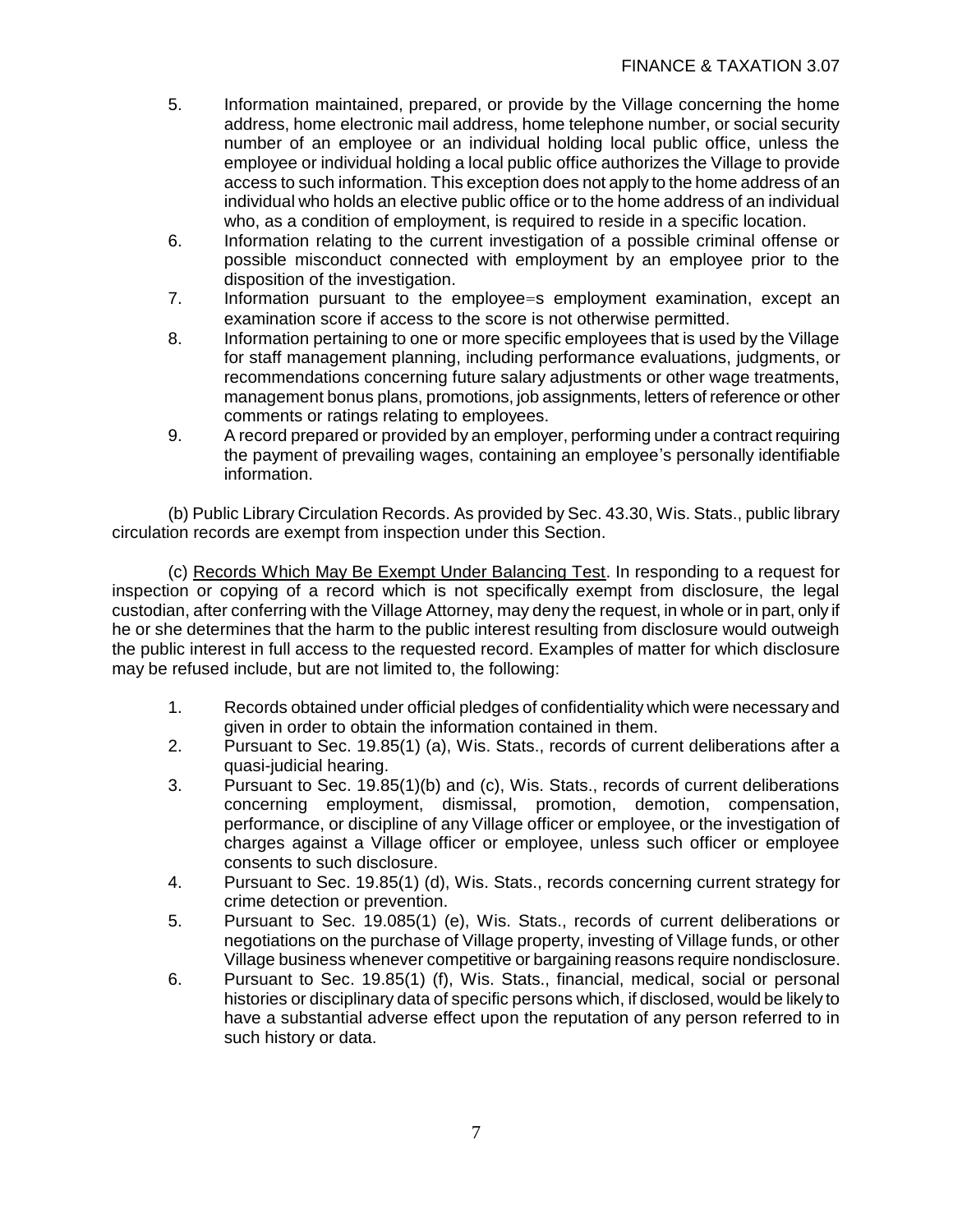5. Information maintained, prepared, or provide by the Village concerning the home address, home electronic mail address, home telephone number, or social security number of an employee or an individual holding local public office, unless the employee or individual holding a local public office authorizes the Village to provide access to such information. This exception does not apply to the home address of an individual who holds an elective public office or to the home address of an individual who, as a condition of employment, is required to reside in a specific location.
6. Information relating to the current investigation of a possible criminal offense or possible misconduct connected with employment by an employee prior to the disposition of the investigation.
7. Information pursuant to the employee=s employment examination, except an examination score if access to the score is not otherwise permitted.
8. Information pertaining to one or more specific employees that is used by the Village for staff management planning, including performance evaluations, judgments, or recommendations concerning future salary adjustments or other wage treatments, management bonus plans, promotions, job assignments, letters of reference or other comments or ratings relating to employees.
9. A record prepared or provided by an employer, performing under a contract requiring the payment of prevailing wages, containing an employee's personally identifiable information.

(b) Public Library Circulation Records. As provided by Sec. 43.30, Wis. Stats., public library circulation records are exempt from inspection under this Section.

(c) <u>Records Which May Be Exempt Under Balancing Test</u>. In responding to a request for inspection or copying of a record which is not specifically exempt from disclosure, the legal custodian, after conferring with the Village Attorney, may deny the request, in whole or in part, only if he or she determines that the harm to the public interest resulting from disclosure would outweigh the public interest in full access to the requested record. Examples of matter for which disclosure may be refused include, but are not limited to, the following:

1. Records obtained under official pledges of confidentiality which were necessary and given in order to obtain the information contained in them.
2. Pursuant to Sec. 19.85(1) (a), Wis. Stats., records of current deliberations after a quasi-judicial hearing.
3. Pursuant to Sec. 19.85(1)(b) and (c), Wis. Stats., records of current deliberations concerning employment, dismissal, promotion, demotion, compensation, performance, or discipline of any Village officer or employee, or the investigation of charges against a Village officer or employee, unless such officer or employee consents to such disclosure.
4. Pursuant to Sec. 19.85(1) (d), Wis. Stats., records concerning current strategy for crime detection or prevention.
5. Pursuant to Sec. 19.085(1) (e), Wis. Stats., records of current deliberations or negotiations on the purchase of Village property, investing of Village funds, or other Village business whenever competitive or bargaining reasons require nondisclosure.
6. Pursuant to Sec. 19.85(1) (f), Wis. Stats., financial, medical, social or personal histories or disciplinary data of specific persons which, if disclosed, would be likely to have a substantial adverse effect upon the reputation of any person referred to in such history or data.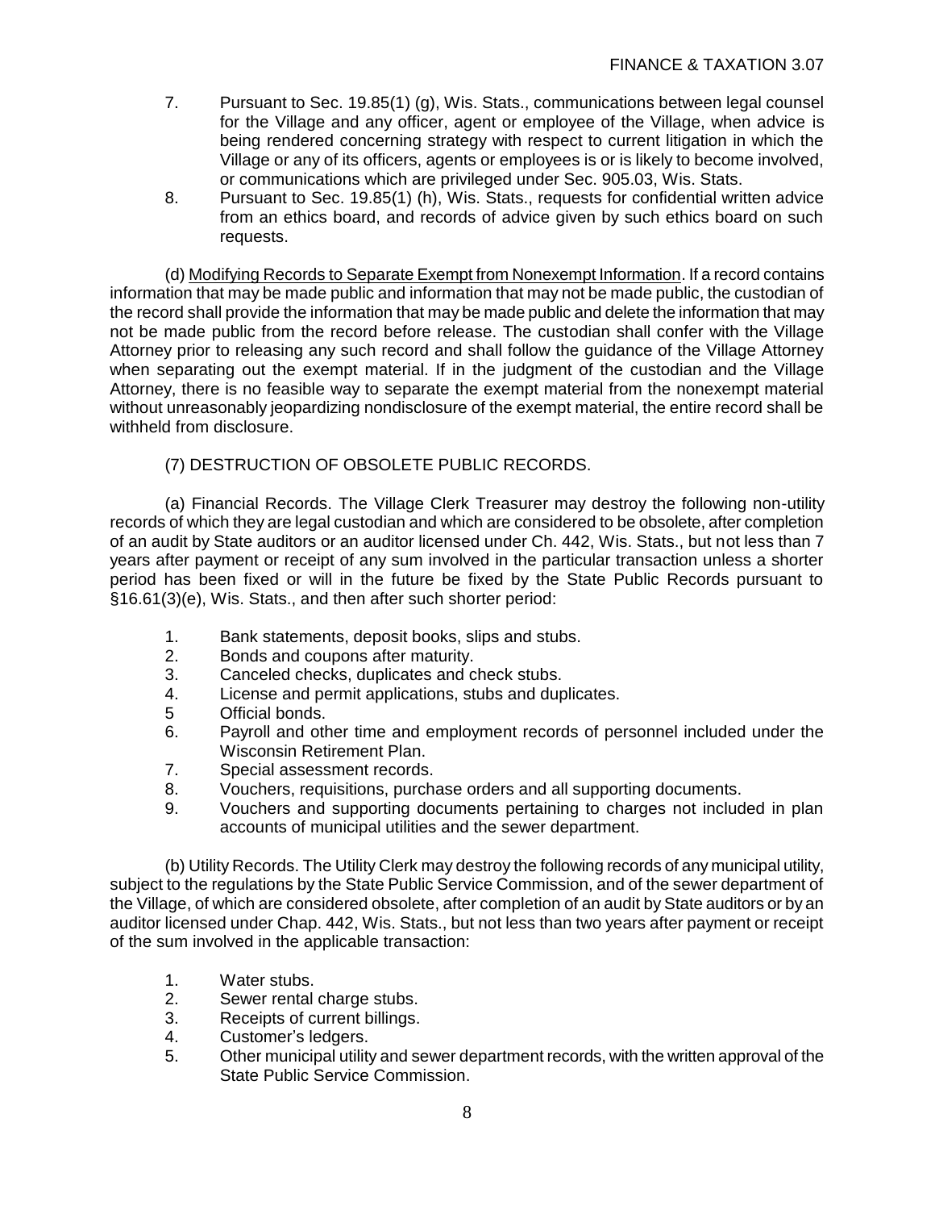7. Pursuant to Sec. 19.85(1) (g), Wis. Stats., communications between legal counsel for the Village and any officer, agent or employee of the Village, when advice is being rendered concerning strategy with respect to current litigation in which the Village or any of its officers, agents or employees is or is likely to become involved, or communications which are privileged under Sec. 905.03, Wis. Stats.
8. Pursuant to Sec. 19.85(1) (h), Wis. Stats., requests for confidential written advice from an ethics board, and records of advice given by such ethics board on such requests.

(d) Modifying Records to Separate Exempt from Nonexempt Information. If a record contains information that may be made public and information that may not be made public, the custodian of the record shall provide the information that may be made public and delete the information that may not be made public from the record before release. The custodian shall confer with the Village Attorney prior to releasing any such record and shall follow the guidance of the Village Attorney when separating out the exempt material. If in the judgment of the custodian and the Village Attorney, there is no feasible way to separate the exempt material from the nonexempt material without unreasonably jeopardizing nondisclosure of the exempt material, the entire record shall be withheld from disclosure.

(7) DESTRUCTION OF OBSOLETE PUBLIC RECORDS.

(a) Financial Records. The Village Clerk Treasurer may destroy the following non-utility records of which they are legal custodian and which are considered to be obsolete, after completion of an audit by State auditors or an auditor licensed under Ch. 442, Wis. Stats., but not less than 7 years after payment or receipt of any sum involved in the particular transaction unless a shorter period has been fixed or will in the future be fixed by the State Public Records pursuant to §16.61(3)(e), Wis. Stats., and then after such shorter period:

1. Bank statements, deposit books, slips and stubs.
2. Bonds and coupons after maturity.
3. Canceled checks, duplicates and check stubs.
4. License and permit applications, stubs and duplicates.
5 Official bonds.
6. Payroll and other time and employment records of personnel included under the Wisconsin Retirement Plan.
7. Special assessment records.
8. Vouchers, requisitions, purchase orders and all supporting documents.
9. Vouchers and supporting documents pertaining to charges not included in plan accounts of municipal utilities and the sewer department.

(b) Utility Records. The Utility Clerk may destroy the following records of any municipal utility, subject to the regulations by the State Public Service Commission, and of the sewer department of the Village, of which are considered obsolete, after completion of an audit by State auditors or by an auditor licensed under Chap. 442, Wis. Stats., but not less than two years after payment or receipt of the sum involved in the applicable transaction:

1. Water stubs.
2. Sewer rental charge stubs.
3. Receipts of current billings.
4. Customer's ledgers.
5. Other municipal utility and sewer department records, with the written approval of the State Public Service Commission.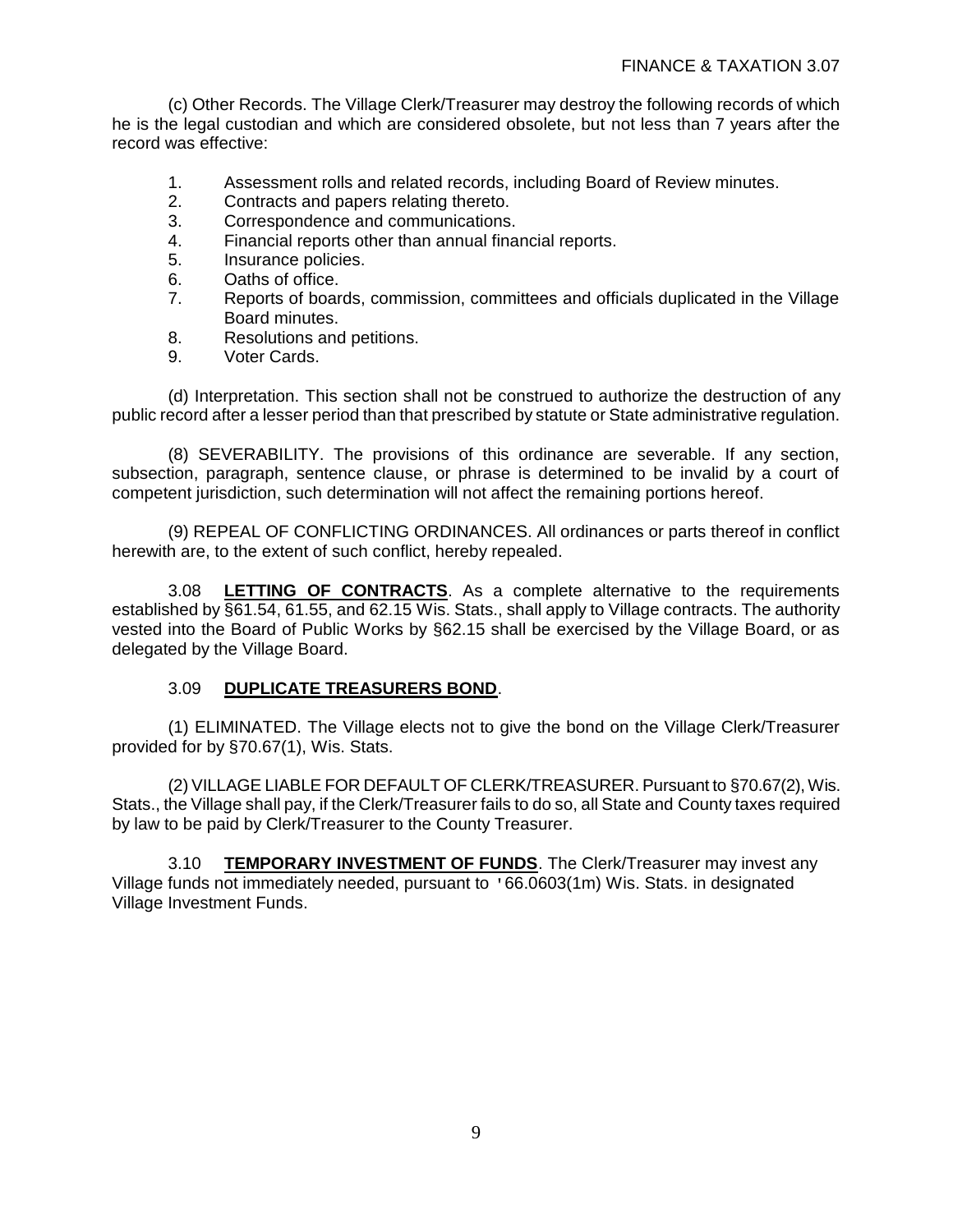(c) Other Records. The Village Clerk/Treasurer may destroy the following records of which he is the legal custodian and which are considered obsolete, but not less than 7 years after the record was effective:

1. Assessment rolls and related records, including Board of Review minutes.
2. Contracts and papers relating thereto.
3. Correspondence and communications.
4. Financial reports other than annual financial reports.
5. Insurance policies.
6. Oaths of office.
7. Reports of boards, commission, committees and officials duplicated in the Village Board minutes.
8. Resolutions and petitions.
9. Voter Cards.

(d) Interpretation. This section shall not be construed to authorize the destruction of any public record after a lesser period than that prescribed by statute or State administrative regulation.

(8) SEVERABILITY. The provisions of this ordinance are severable. If any section, subsection, paragraph, sentence clause, or phrase is determined to be invalid by a court of competent jurisdiction, such determination will not affect the remaining portions hereof.

(9) REPEAL OF CONFLICTING ORDINANCES. All ordinances or parts thereof in conflict herewith are, to the extent of such conflict, hereby repealed.

3.08 **LETTING OF CONTRACTS**. As a complete alternative to the requirements established by §61.54, 61.55, and 62.15 Wis. Stats., shall apply to Village contracts. The authority vested into the Board of Public Works by §62.15 shall be exercised by the Village Board, or as delegated by the Village Board.

3.09 **DUPLICATE TREASURERS BOND**.

(1) ELIMINATED. The Village elects not to give the bond on the Village Clerk/Treasurer provided for by §70.67(1), Wis. Stats.

(2) VILLAGE LIABLE FOR DEFAULT OF CLERK/TREASURER. Pursuant to §70.67(2), Wis. Stats., the Village shall pay, if the Clerk/Treasurer fails to do so, all State and County taxes required by law to be paid by Clerk/Treasurer to the County Treasurer.

3.10 **TEMPORARY INVESTMENT OF FUNDS**. The Clerk/Treasurer may invest any Village funds not immediately needed, pursuant to '66.0603(1m) Wis. Stats. in designated Village Investment Funds.